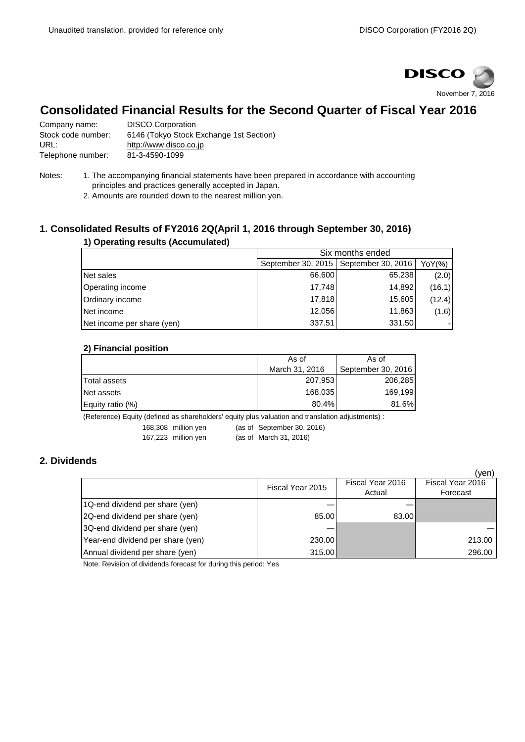November 7, 2016

# Consolidated Financial Results for the Second Quarter of Fiscal Year 2016

Company name: DISCO Corporation
Stock code number: 6146 (Tokyo Stock Exchange 1st Section)
URL: http://www.disco.co.jp
Telephone number: 81-3-4590-1099

Notes:
1. The accompanying financial statements have been prepared in accordance with accounting principles and practices generally accepted in Japan.
2. Amounts are rounded down to the nearest million yen.

## 1. Consolidated Results of FY2016 2Q(April 1, 2016 through September 30, 2016)

### 1) Operating results (Accumulated)

| | Six months ended | | |
|---|---|---|---|
| | September 30, 2015 | September 30, 2016 | YoY(%) |
| Net sales | 66,600 | 65,238 | (2.0) |
| Operating income | 17,748 | 14,892 | (16.1) |
| Ordinary income | 17,818 | 15,605 | (12.4) |
| Net income | 12,056 | 11,863 | (1.6) |
| Net income per share (yen) | 337.51 | 331.50 | - |

### 2) Financial position

| | As of March 31, 2016 | As of September 30, 2016 |
|---|---|---|
| Total assets | 207,953 | 206,285 |
| Net assets | 168,035 | 169,199 |
| Equity ratio (%) | 80.4% | 81.6% |

(Reference) Equity (defined as shareholders' equity plus valuation and translation adjustments) :
168,308 million yen (as of September 30, 2016)
167,223 million yen (as of March 31, 2016)

## 2. Dividends

(yen)

| | Fiscal Year 2015 | Fiscal Year 2016 Actual | Fiscal Year 2016 Forecast |
|---|---|---|---|
| 1Q-end dividend per share (yen) | — | — | |
| 2Q-end dividend per share (yen) | 85.00 | 83.00 | |
| 3Q-end dividend per share (yen) | — | | — |
| Year-end dividend per share (yen) | 230.00 | | 213.00 |
| Annual dividend per share (yen) | 315.00 | | 296.00 |

Note: Revision of dividends forecast for during this period: Yes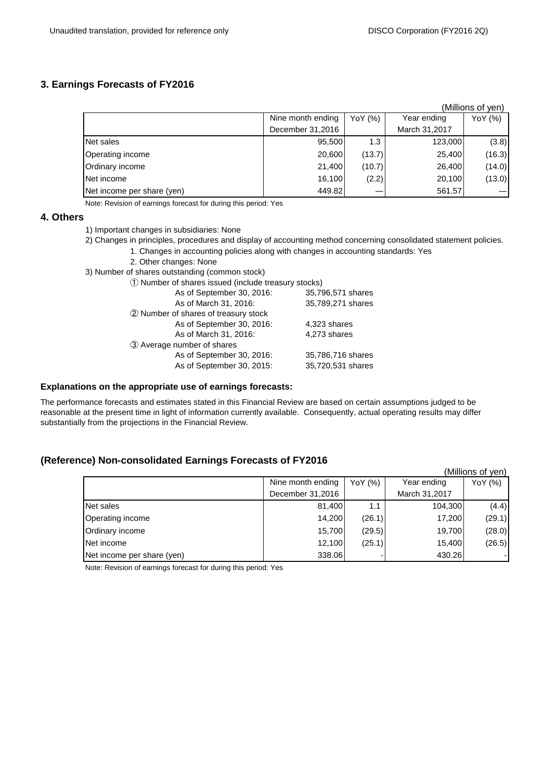## 3. Earnings Forecasts of FY2016

(Millions of yen)

| | Nine month ending December 31,2016 | YoY (%) | Year ending March 31,2017 | YoY (%) |
|---|---|---|---|---|
| Net sales | 95,500 | 1.3 | 123,000 | (3.8) |
| Operating income | 20,600 | (13.7) | 25,400 | (16.3) |
| Ordinary income | 21,400 | (10.7) | 26,400 | (14.0) |
| Net income | 16,100 | (2.2) | 20,100 | (13.0) |
| Net income per share (yen) | 449.82 | — | 561.57 | — |

Note: Revision of earnings forecast for during this period: Yes

## 4. Others

1) Important changes in subsidiaries: None

2) Changes in principles, procedures and display of accounting method concerning consolidated statement policies.
   1. Changes in accounting policies along with changes in accounting standards: Yes
   2. Other changes: None

3) Number of shares outstanding (common stock)

① Number of shares issued (include treasury stocks)
- As of September 30, 2016: 35,796,571 shares
- As of March 31, 2016: 35,789,271 shares

② Number of shares of treasury stock
- As of September 30, 2016: 4,323 shares
- As of March 31, 2016: 4,273 shares

③ Average number of shares
- As of September 30, 2016: 35,786,716 shares
- As of September 30, 2015: 35,720,531 shares

**Explanations on the appropriate use of earnings forecasts:**

The performance forecasts and estimates stated in this Financial Review are based on certain assumptions judged to be reasonable at the present time in light of information currently available. Consequently, actual operating results may differ substantially from the projections in the Financial Review.

## (Reference) Non-consolidated Earnings Forecasts of FY2016

(Millions of yen)

| | Nine month ending December 31,2016 | YoY (%) | Year ending March 31,2017 | YoY (%) |
|---|---|---|---|---|
| Net sales | 81,400 | 1.1 | 104,300 | (4.4) |
| Operating income | 14,200 | (26.1) | 17,200 | (29.1) |
| Ordinary income | 15,700 | (29.5) | 19,700 | (28.0) |
| Net income | 12,100 | (25.1) | 15,400 | (26.5) |
| Net income per share (yen) | 338.06 | - | 430.26 | - |

Note: Revision of earnings forecast for during this period: Yes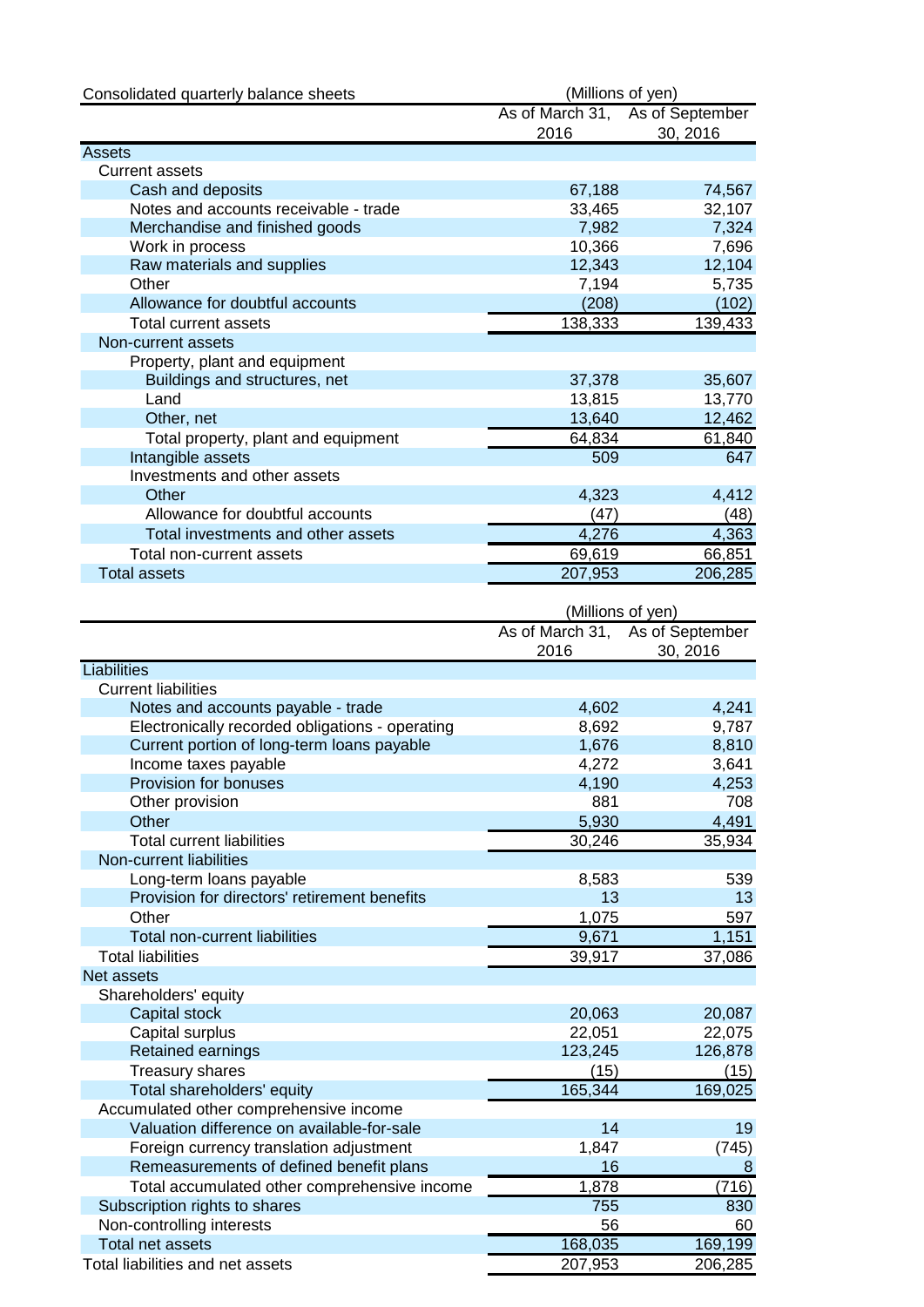Consolidated quarterly balance sheets

(Millions of yen)

| | As of March 31, 2016 | As of September 30, 2016 |
|---|---|---|
| Assets | | |
| Current assets | | |
| Cash and deposits | 67,188 | 74,567 |
| Notes and accounts receivable - trade | 33,465 | 32,107 |
| Merchandise and finished goods | 7,982 | 7,324 |
| Work in process | 10,366 | 7,696 |
| Raw materials and supplies | 12,343 | 12,104 |
| Other | 7,194 | 5,735 |
| Allowance for doubtful accounts | (208) | (102) |
| Total current assets | 138,333 | 139,433 |
| Non-current assets | | |
| Property, plant and equipment | | |
| Buildings and structures, net | 37,378 | 35,607 |
| Land | 13,815 | 13,770 |
| Other, net | 13,640 | 12,462 |
| Total property, plant and equipment | 64,834 | 61,840 |
| Intangible assets | 509 | 647 |
| Investments and other assets | | |
| Other | 4,323 | 4,412 |
| Allowance for doubtful accounts | (47) | (48) |
| Total investments and other assets | 4,276 | 4,363 |
| Total non-current assets | 69,619 | 66,851 |
| Total assets | 207,953 | 206,285 |

(Millions of yen)

| | As of March 31, 2016 | As of September 30, 2016 |
|---|---|---|
| Liabilities | | |
| Current liabilities | | |
| Notes and accounts payable - trade | 4,602 | 4,241 |
| Electronically recorded obligations - operating | 8,692 | 9,787 |
| Current portion of long-term loans payable | 1,676 | 8,810 |
| Income taxes payable | 4,272 | 3,641 |
| Provision for bonuses | 4,190 | 4,253 |
| Other provision | 881 | 708 |
| Other | 5,930 | 4,491 |
| Total current liabilities | 30,246 | 35,934 |
| Non-current liabilities | | |
| Long-term loans payable | 8,583 | 539 |
| Provision for directors' retirement benefits | 13 | 13 |
| Other | 1,075 | 597 |
| Total non-current liabilities | 9,671 | 1,151 |
| Total liabilities | 39,917 | 37,086 |
| Net assets | | |
| Shareholders' equity | | |
| Capital stock | 20,063 | 20,087 |
| Capital surplus | 22,051 | 22,075 |
| Retained earnings | 123,245 | 126,878 |
| Treasury shares | (15) | (15) |
| Total shareholders' equity | 165,344 | 169,025 |
| Accumulated other comprehensive income | | |
| Valuation difference on available-for-sale | 14 | 19 |
| Foreign currency translation adjustment | 1,847 | (745) |
| Remeasurements of defined benefit plans | 16 | 8 |
| Total accumulated other comprehensive income | 1,878 | (716) |
| Subscription rights to shares | 755 | 830 |
| Non-controlling interests | 56 | 60 |
| Total net assets | 168,035 | 169,199 |
| Total liabilities and net assets | 207,953 | 206,285 |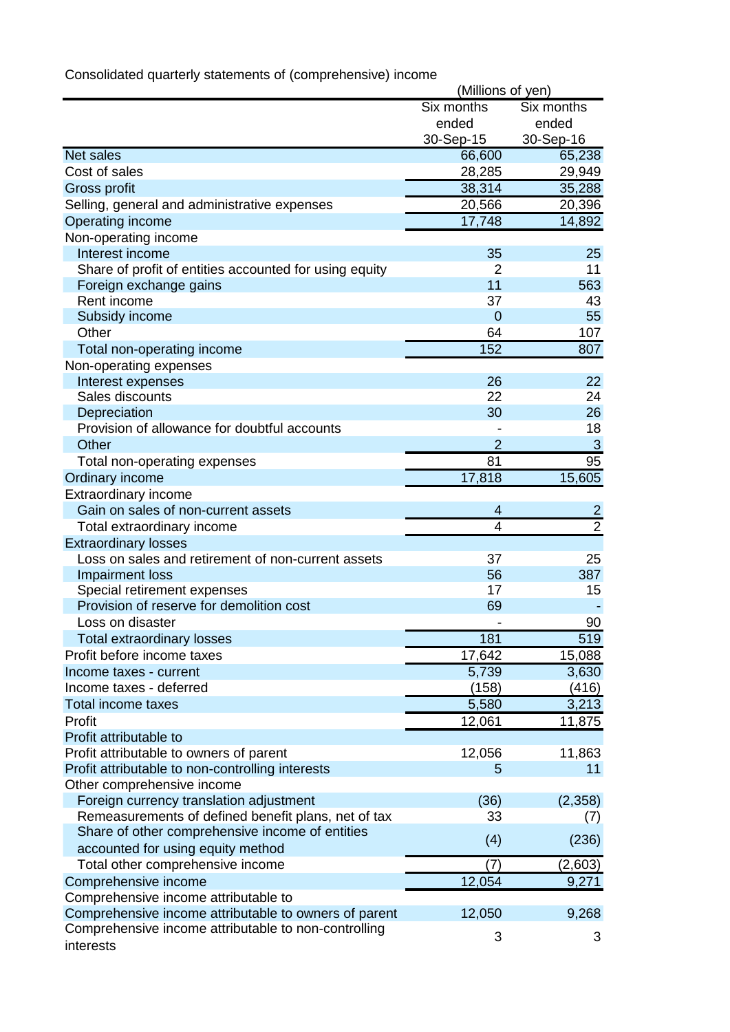Consolidated quarterly statements of (comprehensive) income

(Millions of yen)

| | Six months ended 30-Sep-15 | Six months ended 30-Sep-16 |
|---|---|---|
| Net sales | 66,600 | 65,238 |
| Cost of sales | 28,285 | 29,949 |
| Gross profit | 38,314 | 35,288 |
| Selling, general and administrative expenses | 20,566 | 20,396 |
| Operating income | 17,748 | 14,892 |
| Non-operating income | | |
| Interest income | 35 | 25 |
| Share of profit of entities accounted for using equity | 2 | 11 |
| Foreign exchange gains | 11 | 563 |
| Rent income | 37 | 43 |
| Subsidy income | 0 | 55 |
| Other | 64 | 107 |
| Total non-operating income | 152 | 807 |
| Non-operating expenses | | |
| Interest expenses | 26 | 22 |
| Sales discounts | 22 | 24 |
| Depreciation | 30 | 26 |
| Provision of allowance for doubtful accounts | - | 18 |
| Other | 2 | 3 |
| Total non-operating expenses | 81 | 95 |
| Ordinary income | 17,818 | 15,605 |
| Extraordinary income | | |
| Gain on sales of non-current assets | 4 | 2 |
| Total extraordinary income | 4 | 2 |
| Extraordinary losses | | |
| Loss on sales and retirement of non-current assets | 37 | 25 |
| Impairment loss | 56 | 387 |
| Special retirement expenses | 17 | 15 |
| Provision of reserve for demolition cost | 69 | - |
| Loss on disaster | - | 90 |
| Total extraordinary losses | 181 | 519 |
| Profit before income taxes | 17,642 | 15,088 |
| Income taxes - current | 5,739 | 3,630 |
| Income taxes - deferred | (158) | (416) |
| Total income taxes | 5,580 | 3,213 |
| Profit | 12,061 | 11,875 |
| Profit attributable to | | |
| Profit attributable to owners of parent | 12,056 | 11,863 |
| Profit attributable to non-controlling interests | 5 | 11 |
| Other comprehensive income | | |
| Foreign currency translation adjustment | (36) | (2,358) |
| Remeasurements of defined benefit plans, net of tax | 33 | (7) |
| Share of other comprehensive income of entities accounted for using equity method | (4) | (236) |
| Total other comprehensive income | (7) | (2,603) |
| Comprehensive income | 12,054 | 9,271 |
| Comprehensive income attributable to | | |
| Comprehensive income attributable to owners of parent | 12,050 | 9,268 |
| Comprehensive income attributable to non-controlling interests | 3 | 3 |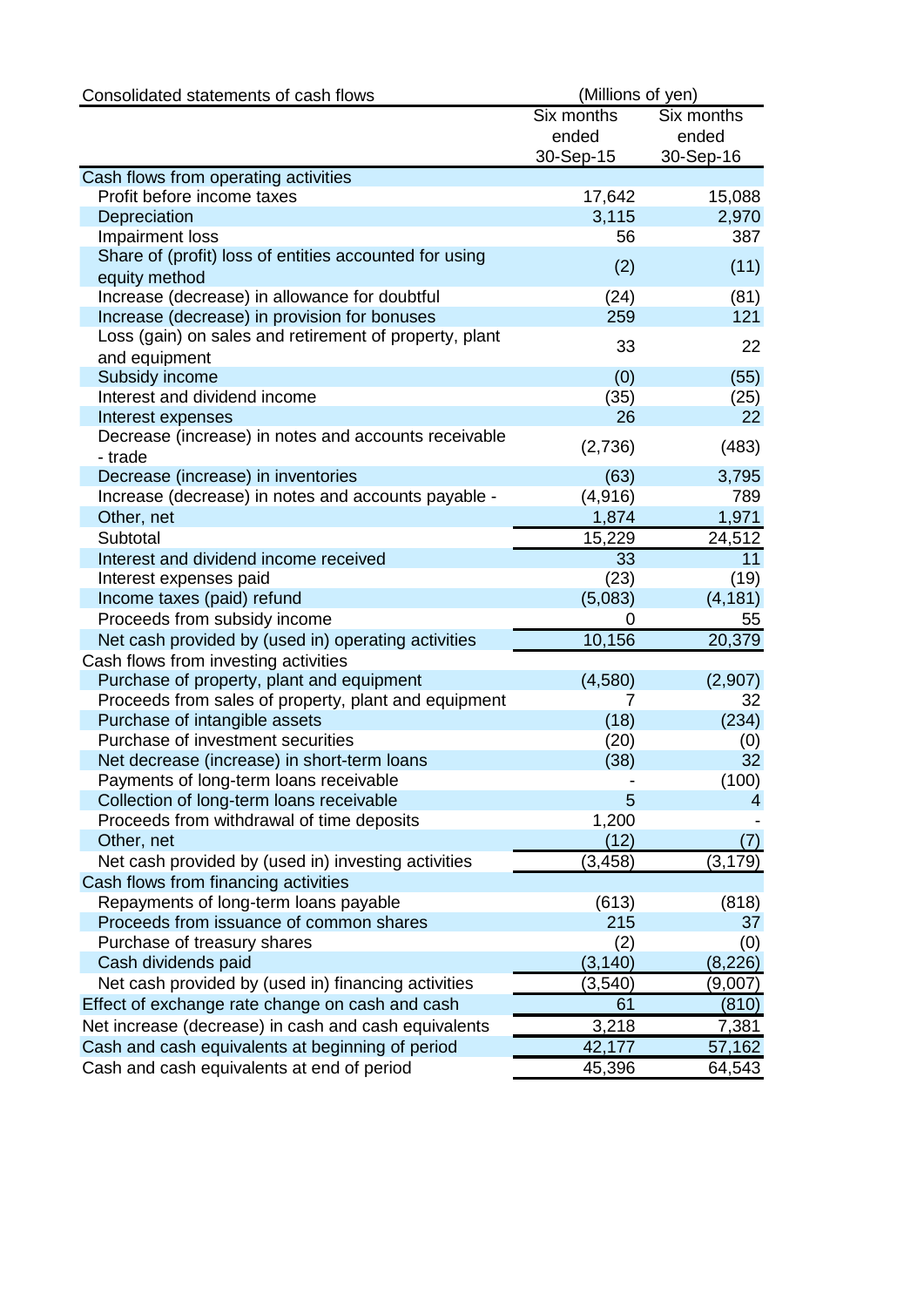| Consolidated statements of cash flows | (Millions of yen) | |
|---|---|---|
| | Six months ended 30-Sep-15 | Six months ended 30-Sep-16 |
| Cash flows from operating activities | | |
| Profit before income taxes | 17,642 | 15,088 |
| Depreciation | 3,115 | 2,970 |
| Impairment loss | 56 | 387 |
| Share of (profit) loss of entities accounted for using equity method | (2) | (11) |
| Increase (decrease) in allowance for doubtful | (24) | (81) |
| Increase (decrease) in provision for bonuses | 259 | 121 |
| Loss (gain) on sales and retirement of property, plant and equipment | 33 | 22 |
| Subsidy income | (0) | (55) |
| Interest and dividend income | (35) | (25) |
| Interest expenses | 26 | 22 |
| Decrease (increase) in notes and accounts receivable - trade | (2,736) | (483) |
| Decrease (increase) in inventories | (63) | 3,795 |
| Increase (decrease) in notes and accounts payable - | (4,916) | 789 |
| Other, net | 1,874 | 1,971 |
| Subtotal | 15,229 | 24,512 |
| Interest and dividend income received | 33 | 11 |
| Interest expenses paid | (23) | (19) |
| Income taxes (paid) refund | (5,083) | (4,181) |
| Proceeds from subsidy income | 0 | 55 |
| Net cash provided by (used in) operating activities | 10,156 | 20,379 |
| Cash flows from investing activities | | |
| Purchase of property, plant and equipment | (4,580) | (2,907) |
| Proceeds from sales of property, plant and equipment | 7 | 32 |
| Purchase of intangible assets | (18) | (234) |
| Purchase of investment securities | (20) | (0) |
| Net decrease (increase) in short-term loans | (38) | 32 |
| Payments of long-term loans receivable | - | (100) |
| Collection of long-term loans receivable | 5 | 4 |
| Proceeds from withdrawal of time deposits | 1,200 | - |
| Other, net | (12) | (7) |
| Net cash provided by (used in) investing activities | (3,458) | (3,179) |
| Cash flows from financing activities | | |
| Repayments of long-term loans payable | (613) | (818) |
| Proceeds from issuance of common shares | 215 | 37 |
| Purchase of treasury shares | (2) | (0) |
| Cash dividends paid | (3,140) | (8,226) |
| Net cash provided by (used in) financing activities | (3,540) | (9,007) |
| Effect of exchange rate change on cash and cash | 61 | (810) |
| Net increase (decrease) in cash and cash equivalents | 3,218 | 7,381 |
| Cash and cash equivalents at beginning of period | 42,177 | 57,162 |
| Cash and cash equivalents at end of period | 45,396 | 64,543 |